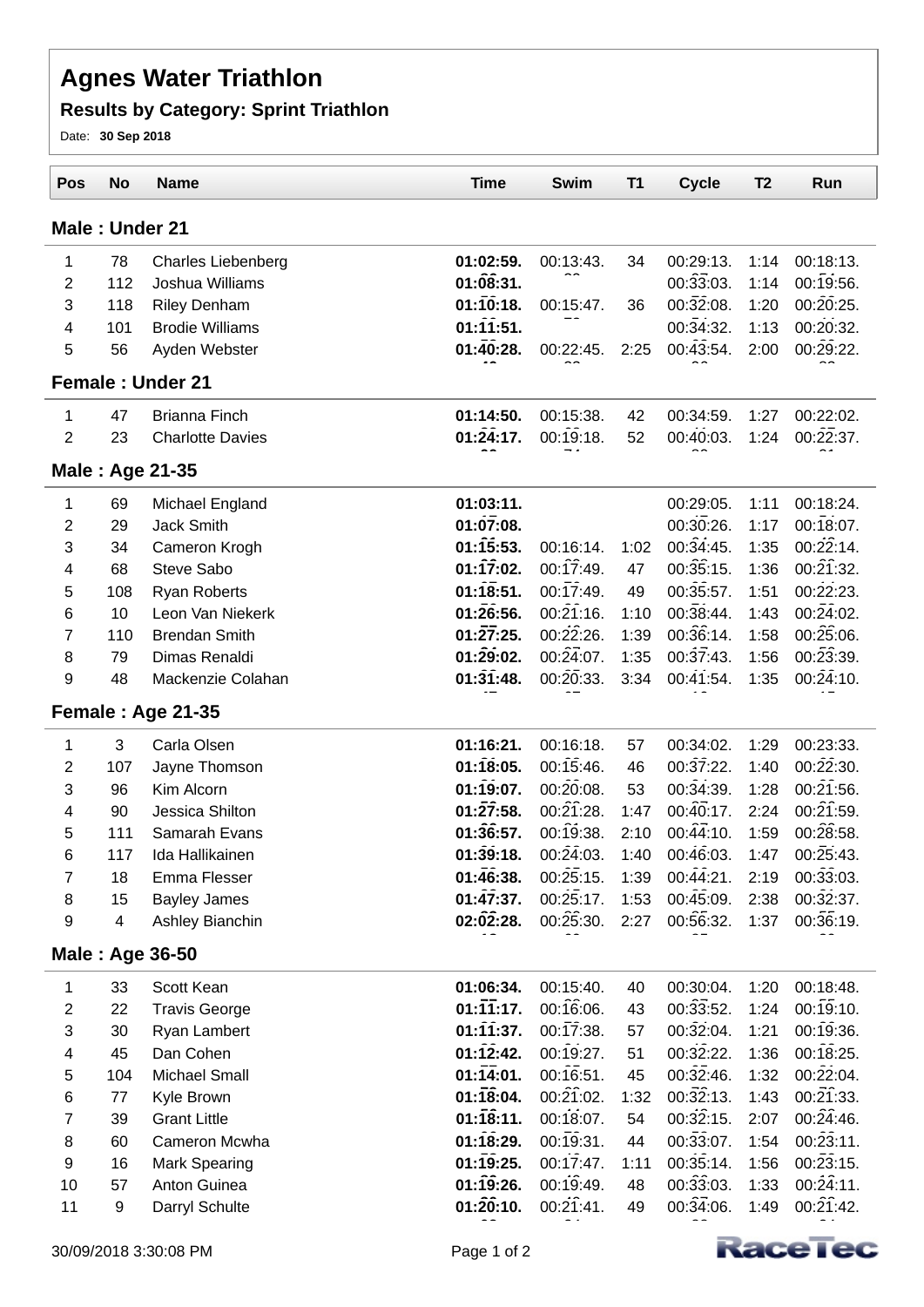# Agnes Water Triathlon

## Results by Category: Sprint Triathlon

Date: **30 Sep 2018**

| Pos | No | Name | Time | Swim | T1 | Cycle | T2 | Run |
|---|---|---|---|---|---|---|---|---|
| **Male : Under 21** | | | | | | | | |
| 1 | 78 | Charles Liebenberg | **01:02:59.** | 00:13:43. | 34 | 00:29:13. | 1:14 | 00:18:13. |
| 2 | 112 | Joshua Williams | **01:08:31.** | | | 00:33:03. | 1:14 | 00:19:56. |
| 3 | 118 | Riley Denham | **01:10:18.** | 00:15:47. | 36 | 00:32:08. | 1:20 | 00:20:25. |
| 4 | 101 | Brodie Williams | **01:11:51.** | | | 00:34:32. | 1:13 | 00:20:32. |
| 5 | 56 | Ayden Webster | **01:40:28.** | 00:22:45. | 2:25 | 00:43:54. | 2:00 | 00:29:22. |
| **Female : Under 21** | | | | | | | | |
| 1 | 47 | Brianna Finch | **01:14:50.** | 00:15:38. | 42 | 00:34:59. | 1:27 | 00:22:02. |
| 2 | 23 | Charlotte Davies | **01:24:17.** | 00:19:18. | 52 | 00:40:03. | 1:24 | 00:22:37. |
| **Male : Age 21-35** | | | | | | | | |
| 1 | 69 | Michael England | **01:03:11.** | | | 00:29:05. | 1:11 | 00:18:24. |
| 2 | 29 | Jack Smith | **01:07:08.** | | | 00:30:26. | 1:17 | 00:18:07. |
| 3 | 34 | Cameron Krogh | **01:15:53.** | 00:16:14. | 1:02 | 00:34:45. | 1:35 | 00:22:14. |
| 4 | 68 | Steve Sabo | **01:17:02.** | 00:17:49. | 47 | 00:35:15. | 1:36 | 00:21:32. |
| 5 | 108 | Ryan Roberts | **01:18:51.** | 00:17:49. | 49 | 00:35:57. | 1:51 | 00:22:23. |
| 6 | 10 | Leon Van Niekerk | **01:26:56.** | 00:21:16. | 1:10 | 00:38:44. | 1:43 | 00:24:02. |
| 7 | 110 | Brendan Smith | **01:27:25.** | 00:22:26. | 1:39 | 00:36:14. | 1:58 | 00:25:06. |
| 8 | 79 | Dimas Renaldi | **01:29:02.** | 00:24:07. | 1:35 | 00:37:43. | 1:56 | 00:23:39. |
| 9 | 48 | Mackenzie Colahan | **01:31:48.** | 00:20:33. | 3:34 | 00:41:54. | 1:35 | 00:24:10. |
| **Female : Age 21-35** | | | | | | | | |
| 1 | 3 | Carla Olsen | **01:16:21.** | 00:16:18. | 57 | 00:34:02. | 1:29 | 00:23:33. |
| 2 | 107 | Jayne Thomson | **01:18:05.** | 00:15:46. | 46 | 00:37:22. | 1:40 | 00:22:30. |
| 3 | 96 | Kim Alcorn | **01:19:07.** | 00:20:08. | 53 | 00:34:39. | 1:28 | 00:21:56. |
| 4 | 90 | Jessica Shilton | **01:27:58.** | 00:21:28. | 1:47 | 00:40:17. | 2:24 | 00:21:59. |
| 5 | 111 | Samarah Evans | **01:36:57.** | 00:19:38. | 2:10 | 00:44:10. | 1:59 | 00:28:58. |
| 6 | 117 | Ida Hallikainen | **01:39:18.** | 00:24:03. | 1:40 | 00:46:03. | 1:47 | 00:25:43. |
| 7 | 18 | Emma Flesser | **01:46:38.** | 00:25:15. | 1:39 | 00:44:21. | 2:19 | 00:33:03. |
| 8 | 15 | Bayley James | **01:47:37.** | 00:25:17. | 1:53 | 00:45:09. | 2:38 | 00:32:37. |
| 9 | 4 | Ashley Bianchin | **02:02:28.** | 00:25:30. | 2:27 | 00:56:32. | 1:37 | 00:36:19. |
| **Male : Age 36-50** | | | | | | | | |
| 1 | 33 | Scott Kean | **01:06:34.** | 00:15:40. | 40 | 00:30:04. | 1:20 | 00:18:48. |
| 2 | 22 | Travis George | **01:11:17.** | 00:16:06. | 43 | 00:33:52. | 1:24 | 00:19:10. |
| 3 | 30 | Ryan Lambert | **01:11:37.** | 00:17:38. | 57 | 00:32:04. | 1:21 | 00:19:36. |
| 4 | 45 | Dan Cohen | **01:12:42.** | 00:19:27. | 51 | 00:32:22. | 1:36 | 00:18:25. |
| 5 | 104 | Michael Small | **01:14:01.** | 00:16:51. | 45 | 00:32:46. | 1:32 | 00:22:04. |
| 6 | 77 | Kyle Brown | **01:18:04.** | 00:21:02. | 1:32 | 00:32:13. | 1:43 | 00:21:33. |
| 7 | 39 | Grant Little | **01:18:11.** | 00:18:07. | 54 | 00:32:15. | 2:07 | 00:24:46. |
| 8 | 60 | Cameron Mcwha | **01:18:29.** | 00:19:31. | 44 | 00:33:07. | 1:54 | 00:23:11. |
| 9 | 16 | Mark Spearing | **01:19:25.** | 00:17:47. | 1:11 | 00:35:14. | 1:56 | 00:23:15. |
| 10 | 57 | Anton Guinea | **01:19:26.** | 00:19:49. | 48 | 00:33:03. | 1:33 | 00:24:11. |
| 11 | 9 | Darryl Schulte | **01:20:10.** | 00:21:41. | 49 | 00:34:06. | 1:49 | 00:21:42. |

30/09/2018 3:30:08 PM

RaceTec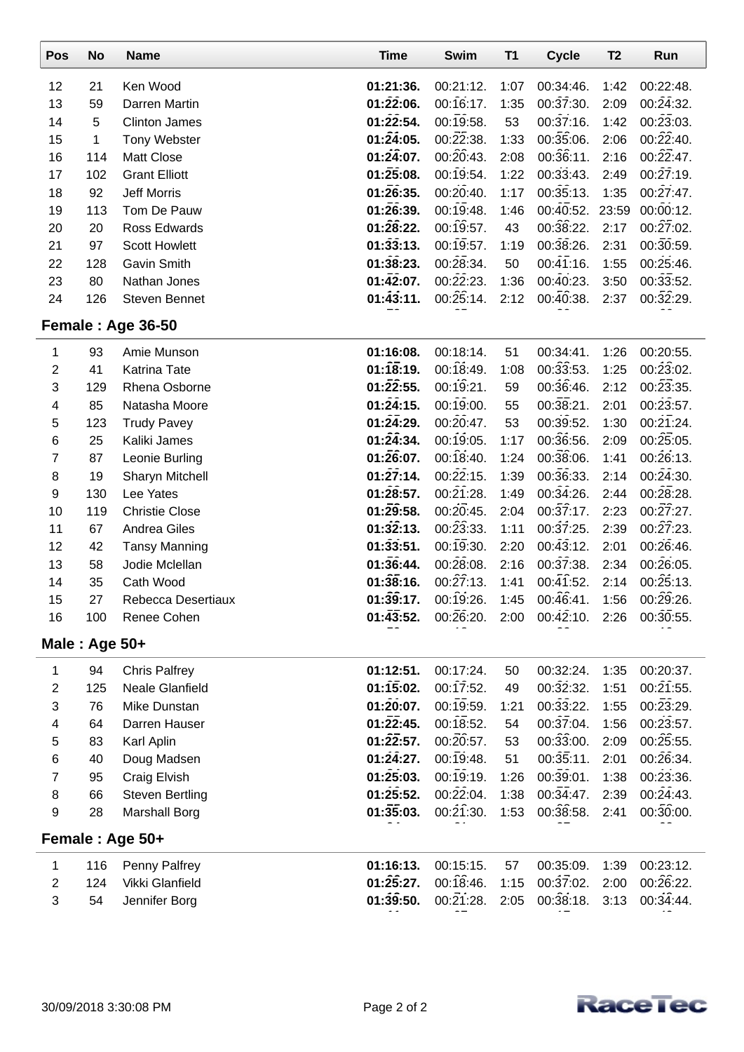| Pos | No | Name | Time | Swim | T1 | Cycle | T2 | Run |
|---|---|---|---|---|---|---|---|---|
| 12 | 21 | Ken Wood | **01:21:36.** | 00:21:12. | 1:07 | 00:34:46. | 1:42 | 00:22:48. |
| 13 | 59 | Darren Martin | **01:22:06.** | 00:16:17. | 1:35 | 00:37:30. | 2:09 | 00:24:32. |
| 14 | 5 | Clinton James | **01:22:54.** | 00:19:58. | 53 | 00:37:16. | 1:42 | 00:23:03. |
| 15 | 1 | Tony Webster | **01:24:05.** | 00:22:38. | 1:33 | 00:35:06. | 2:06 | 00:22:40. |
| 16 | 114 | Matt Close | **01:24:07.** | 00:20:43. | 2:08 | 00:36:11. | 2:16 | 00:22:47. |
| 17 | 102 | Grant Elliott | **01:25:08.** | 00:19:54. | 1:22 | 00:33:43. | 2:49 | 00:27:19. |
| 18 | 92 | Jeff Morris | **01:26:35.** | 00:20:40. | 1:17 | 00:35:13. | 1:35 | 00:27:47. |
| 19 | 113 | Tom De Pauw | **01:26:39.** | 00:19:48. | 1:46 | 00:40:52. | 23:59 | 00:00:12. |
| 20 | 20 | Ross Edwards | **01:28:22.** | 00:19:57. | 43 | 00:38:22. | 2:17 | 00:27:02. |
| 21 | 97 | Scott Howlett | **01:33:13.** | 00:19:57. | 1:19 | 00:38:26. | 2:31 | 00:30:59. |
| 22 | 128 | Gavin Smith | **01:38:23.** | 00:28:34. | 50 | 00:41:16. | 1:55 | 00:25:46. |
| 23 | 80 | Nathan Jones | **01:42:07.** | 00:22:23. | 1:36 | 00:40:23. | 3:50 | 00:33:52. |
| 24 | 126 | Steven Bennet | **01:43:11.** | 00:25:14. | 2:12 | 00:40:38. | 2:37 | 00:32:29. |

## Female : Age 36-50

| Pos | No | Name | Time | Swim | T1 | Cycle | T2 | Run |
|---|---|---|---|---|---|---|---|---|
| 1 | 93 | Amie Munson | **01:16:08.** | 00:18:14. | 51 | 00:34:41. | 1:26 | 00:20:55. |
| 2 | 41 | Katrina Tate | **01:18:19.** | 00:18:49. | 1:08 | 00:33:53. | 1:25 | 00:23:02. |
| 3 | 129 | Rhena Osborne | **01:22:55.** | 00:19:21. | 59 | 00:36:46. | 2:12 | 00:23:35. |
| 4 | 85 | Natasha Moore | **01:24:15.** | 00:19:00. | 55 | 00:38:21. | 2:01 | 00:23:57. |
| 5 | 123 | Trudy Pavey | **01:24:29.** | 00:20:47. | 53 | 00:39:52. | 1:30 | 00:21:24. |
| 6 | 25 | Kaliki James | **01:24:34.** | 00:19:05. | 1:17 | 00:36:56. | 2:09 | 00:25:05. |
| 7 | 87 | Leonie Burling | **01:26:07.** | 00:18:40. | 1:24 | 00:38:06. | 1:41 | 00:26:13. |
| 8 | 19 | Sharyn Mitchell | **01:27:14.** | 00:22:15. | 1:39 | 00:36:33. | 2:14 | 00:24:30. |
| 9 | 130 | Lee Yates | **01:28:57.** | 00:21:28. | 1:49 | 00:34:26. | 2:44 | 00:28:28. |
| 10 | 119 | Christie Close | **01:29:58.** | 00:20:45. | 2:04 | 00:37:17. | 2:23 | 00:27:27. |
| 11 | 67 | Andrea Giles | **01:32:13.** | 00:23:33. | 1:11 | 00:37:25. | 2:39 | 00:27:23. |
| 12 | 42 | Tansy Manning | **01:33:51.** | 00:19:30. | 2:20 | 00:43:12. | 2:01 | 00:26:46. |
| 13 | 58 | Jodie Mclellan | **01:36:44.** | 00:28:08. | 2:16 | 00:37:38. | 2:34 | 00:26:05. |
| 14 | 35 | Cath Wood | **01:38:16.** | 00:27:13. | 1:41 | 00:41:52. | 2:14 | 00:25:13. |
| 15 | 27 | Rebecca Desertiaux | **01:39:17.** | 00:19:26. | 1:45 | 00:46:41. | 1:56 | 00:29:26. |
| 16 | 100 | Renee Cohen | **01:43:52.** | 00:26:20. | 2:00 | 00:42:10. | 2:26 | 00:30:55. |

## Male : Age 50+

| Pos | No | Name | Time | Swim | T1 | Cycle | T2 | Run |
|---|---|---|---|---|---|---|---|---|
| 1 | 94 | Chris Palfrey | **01:12:51.** | 00:17:24. | 50 | 00:32:24. | 1:35 | 00:20:37. |
| 2 | 125 | Neale Glanfield | **01:15:02.** | 00:17:52. | 49 | 00:32:32. | 1:51 | 00:21:55. |
| 3 | 76 | Mike Dunstan | **01:20:07.** | 00:19:59. | 1:21 | 00:33:22. | 1:55 | 00:23:29. |
| 4 | 64 | Darren Hauser | **01:22:45.** | 00:18:52. | 54 | 00:37:04. | 1:56 | 00:23:57. |
| 5 | 83 | Karl Aplin | **01:22:57.** | 00:20:57. | 53 | 00:33:00. | 2:09 | 00:25:55. |
| 6 | 40 | Doug Madsen | **01:24:27.** | 00:19:48. | 51 | 00:35:11. | 2:01 | 00:26:34. |
| 7 | 95 | Craig Elvish | **01:25:03.** | 00:19:19. | 1:26 | 00:39:01. | 1:38 | 00:23:36. |
| 8 | 66 | Steven Bertling | **01:25:52.** | 00:22:04. | 1:38 | 00:34:47. | 2:39 | 00:24:43. |
| 9 | 28 | Marshall Borg | **01:35:03.** | 00:21:30. | 1:53 | 00:38:58. | 2:41 | 00:30:00. |

## Female : Age 50+

| Pos | No | Name | Time | Swim | T1 | Cycle | T2 | Run |
|---|---|---|---|---|---|---|---|---|
| 1 | 116 | Penny Palfrey | **01:16:13.** | 00:15:15. | 57 | 00:35:09. | 1:39 | 00:23:12. |
| 2 | 124 | Vikki Glanfield | **01:25:27.** | 00:18:46. | 1:15 | 00:37:02. | 2:00 | 00:26:22. |
| 3 | 54 | Jennifer Borg | **01:39:50.** | 00:21:28. | 2:05 | 00:38:18. | 3:13 | 00:34:44. |

30/09/2018 3:30:08 PM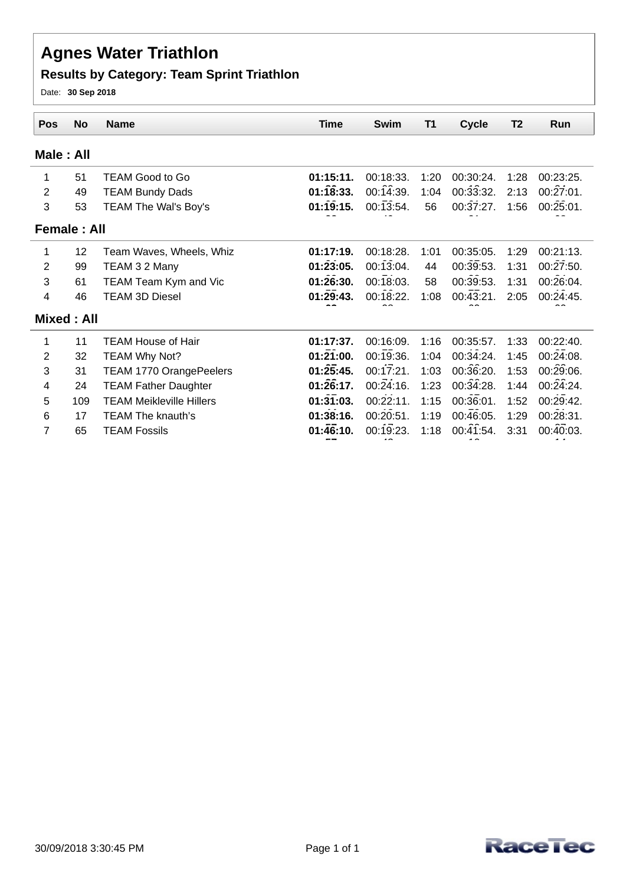# Agnes Water Triathlon

## Results by Category: Team Sprint Triathlon

Date: **30 Sep 2018**

| Pos | No | Name | Time | Swim | T1 | Cycle | T2 | Run |
|---|---|---|---|---|---|---|---|---|
| **Male : All** | | | | | | | | |
| 1 | 51 | TEAM Good to Go | **01:15:11.** | 00:18:33. | 1:20 | 00:30:24. | 1:28 | 00:23:25. |
| 2 | 49 | TEAM Bundy Dads | **01:18:33.** | 00:14:39. | 1:04 | 00:33:32. | 2:13 | 00:27:01. |
| 3 | 53 | TEAM The Wal's Boy's | **01:19:15.** | 00:13:54. | 56 | 00:37:27. | 1:56 | 00:25:01. |
| **Female : All** | | | | | | | | |
| 1 | 12 | Team Waves, Wheels, Whiz | **01:17:19.** | 00:18:28. | 1:01 | 00:35:05. | 1:29 | 00:21:13. |
| 2 | 99 | TEAM 3 2 Many | **01:23:05.** | 00:13:04. | 44 | 00:39:53. | 1:31 | 00:27:50. |
| 3 | 61 | TEAM Team Kym and Vic | **01:26:30.** | 00:18:03. | 58 | 00:39:53. | 1:31 | 00:26:04. |
| 4 | 46 | TEAM 3D Diesel | **01:29:43.** | 00:18:22. | 1:08 | 00:43:21. | 2:05 | 00:24:45. |
| **Mixed : All** | | | | | | | | |
| 1 | 11 | TEAM House of Hair | **01:17:37.** | 00:16:09. | 1:16 | 00:35:57. | 1:33 | 00:22:40. |
| 2 | 32 | TEAM Why Not? | **01:21:00.** | 00:19:36. | 1:04 | 00:34:24. | 1:45 | 00:24:08. |
| 3 | 31 | TEAM 1770 OrangePeelers | **01:25:45.** | 00:17:21. | 1:03 | 00:36:20. | 1:53 | 00:29:06. |
| 4 | 24 | TEAM Father Daughter | **01:26:17.** | 00:24:16. | 1:23 | 00:34:28. | 1:44 | 00:24:24. |
| 5 | 109 | TEAM Meikleville Hillers | **01:31:03.** | 00:22:11. | 1:15 | 00:36:01. | 1:52 | 00:29:42. |
| 6 | 17 | TEAM The knauth's | **01:38:16.** | 00:20:51. | 1:19 | 00:46:05. | 1:29 | 00:28:31. |
| 7 | 65 | TEAM Fossils | **01:46:10.** | 00:19:23. | 1:18 | 00:41:54. | 3:31 | 00:40:03. |

30/09/2018 3:30:45 PM

RaceTec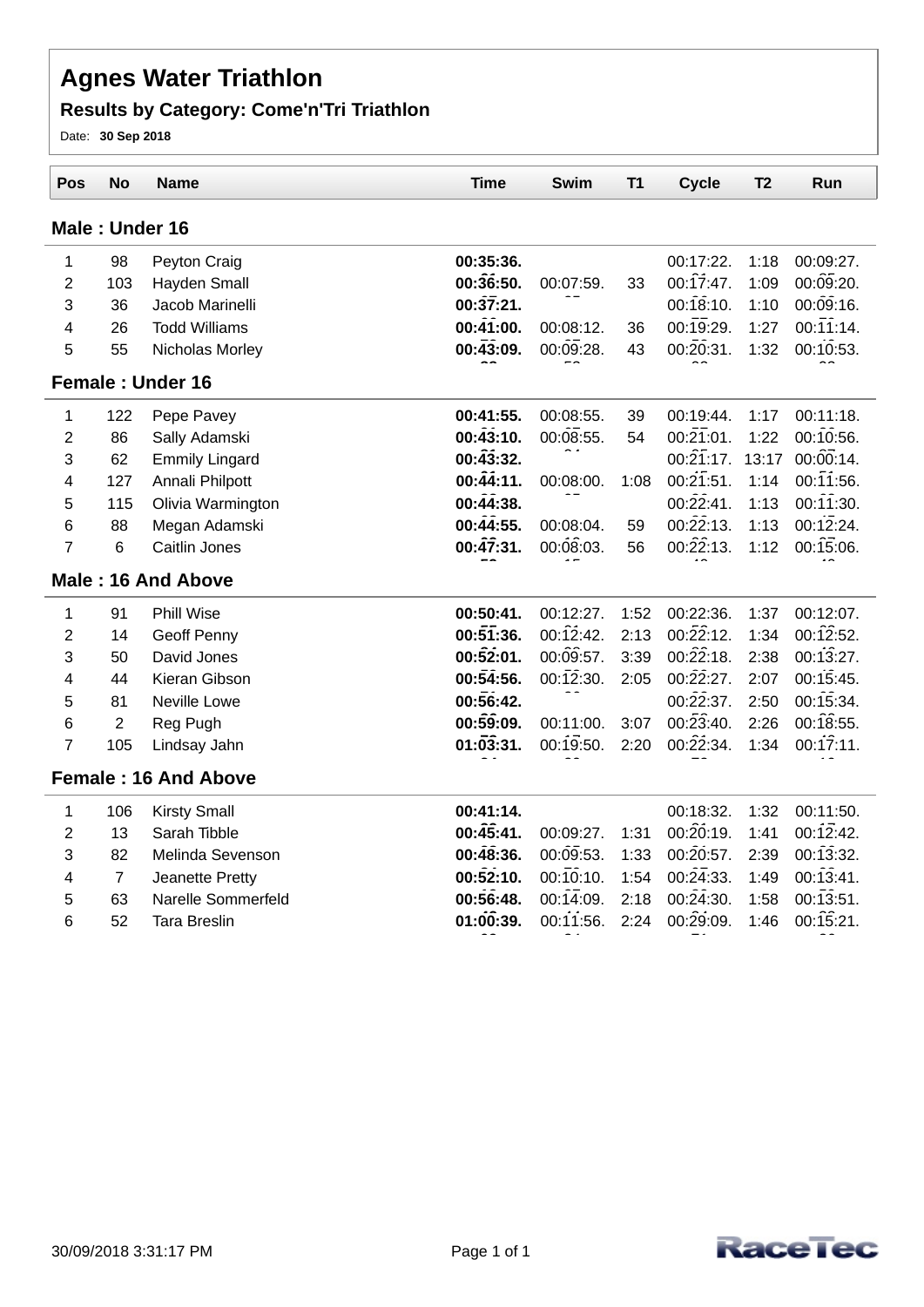# Agnes Water Triathlon

## Results by Category: Come'n'Tri Triathlon

Date: **30 Sep 2018**

| Pos | No | Name | Time | Swim | T1 | Cycle | T2 | Run |
|---|---|---|---|---|---|---|---|---|
| **Male : Under 16** | | | | | | | | |
| 1 | 98 | Peyton Craig | **00:35:36.** | | | 00:17:22. | 1:18 | 00:09:27. |
| 2 | 103 | Hayden Small | **00:36:50.** | 00:07:59. | 33 | 00:17:47. | 1:09 | 00:09:20. |
| 3 | 36 | Jacob Marinelli | **00:37:21.** | | | 00:18:10. | 1:10 | 00:09:16. |
| 4 | 26 | Todd Williams | **00:41:00.** | 00:08:12. | 36 | 00:19:29. | 1:27 | 00:11:14. |
| 5 | 55 | Nicholas Morley | **00:43:09.** | 00:09:28. | 43 | 00:20:31. | 1:32 | 00:10:53. |
| **Female : Under 16** | | | | | | | | |
| 1 | 122 | Pepe Pavey | **00:41:55.** | 00:08:55. | 39 | 00:19:44. | 1:17 | 00:11:18. |
| 2 | 86 | Sally Adamski | **00:43:10.** | 00:08:55. | 54 | 00:21:01. | 1:22 | 00:10:56. |
| 3 | 62 | Emmily Lingard | **00:43:32.** | | | 00:21:17. | 13:17 | 00:00:14. |
| 4 | 127 | Annali Philpott | **00:44:11.** | 00:08:00. | 1:08 | 00:21:51. | 1:14 | 00:11:56. |
| 5 | 115 | Olivia Warmington | **00:44:38.** | | | 00:22:41. | 1:13 | 00:11:30. |
| 6 | 88 | Megan Adamski | **00:44:55.** | 00:08:04. | 59 | 00:22:13. | 1:13 | 00:12:24. |
| 7 | 6 | Caitlin Jones | **00:47:31.** | 00:08:03. | 56 | 00:22:13. | 1:12 | 00:15:06. |
| **Male : 16 And Above** | | | | | | | | |
| 1 | 91 | Phill Wise | **00:50:41.** | 00:12:27. | 1:52 | 00:22:36. | 1:37 | 00:12:07. |
| 2 | 14 | Geoff Penny | **00:51:36.** | 00:12:42. | 2:13 | 00:22:12. | 1:34 | 00:12:52. |
| 3 | 50 | David Jones | **00:52:01.** | 00:09:57. | 3:39 | 00:22:18. | 2:38 | 00:13:27. |
| 4 | 44 | Kieran Gibson | **00:54:56.** | 00:12:30. | 2:05 | 00:22:27. | 2:07 | 00:15:45. |
| 5 | 81 | Neville Lowe | **00:56:42.** | | | 00:22:37. | 2:50 | 00:15:34. |
| 6 | 2 | Reg Pugh | **00:59:09.** | 00:11:00. | 3:07 | 00:23:40. | 2:26 | 00:18:55. |
| 7 | 105 | Lindsay Jahn | **01:03:31.** | 00:19:50. | 2:20 | 00:22:34. | 1:34 | 00:17:11. |
| **Female : 16 And Above** | | | | | | | | |
| 1 | 106 | Kirsty Small | **00:41:14.** | | | 00:18:32. | 1:32 | 00:11:50. |
| 2 | 13 | Sarah Tibble | **00:45:41.** | 00:09:27. | 1:31 | 00:20:19. | 1:41 | 00:12:42. |
| 3 | 82 | Melinda Sevenson | **00:48:36.** | 00:09:53. | 1:33 | 00:20:57. | 2:39 | 00:13:32. |
| 4 | 7 | Jeanette Pretty | **00:52:10.** | 00:10:10. | 1:54 | 00:24:33. | 1:49 | 00:13:41. |
| 5 | 63 | Narelle Sommerfeld | **00:56:48.** | 00:14:09. | 2:18 | 00:24:30. | 1:58 | 00:13:51. |
| 6 | 52 | Tara Breslin | **01:00:39.** | 00:11:56. | 2:24 | 00:29:09. | 1:46 | 00:15:21. |

30/09/2018 3:31:17 PM

RaceTec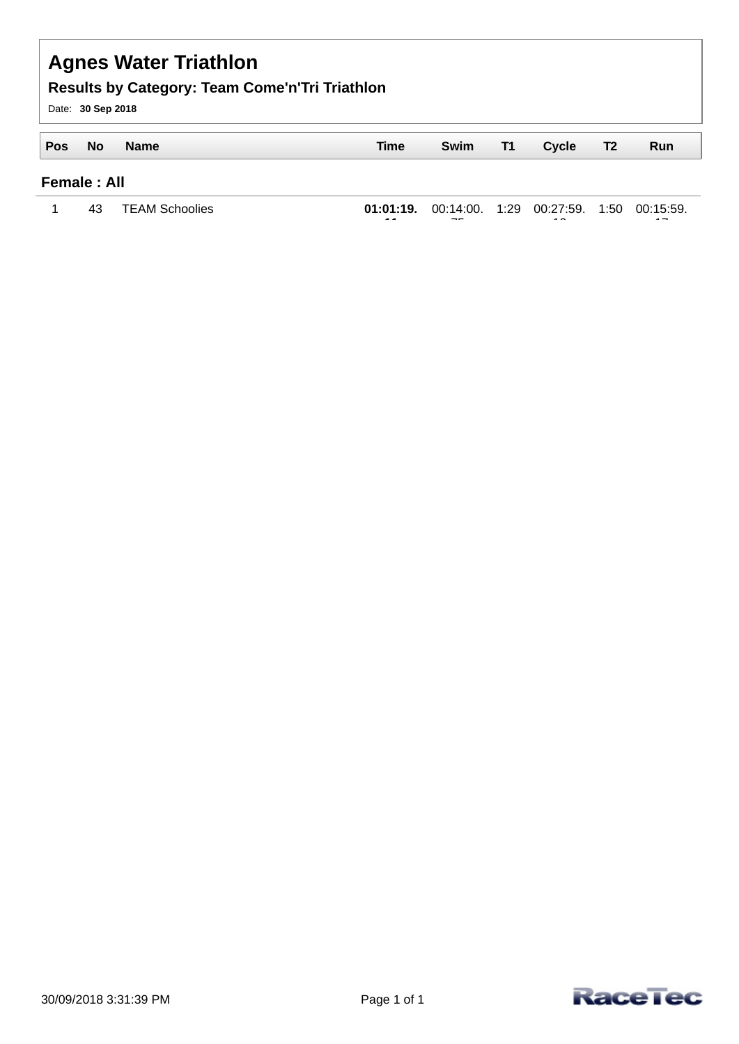# Agnes Water Triathlon

## Results by Category: Team Come'n'Tri Triathlon

Date: **30 Sep 2018**

| Pos | No | Name | Time | Swim | T1 | Cycle | T2 | Run |
|---|---|---|---|---|---|---|---|---|
| **Female : All** | | | | | | | | |
| 1 | 43 | TEAM Schoolies | **01:01:19.11** | 00:14:00.75 | 1:29 | 00:27:59.10 | 1:50 | 00:15:59.17 |